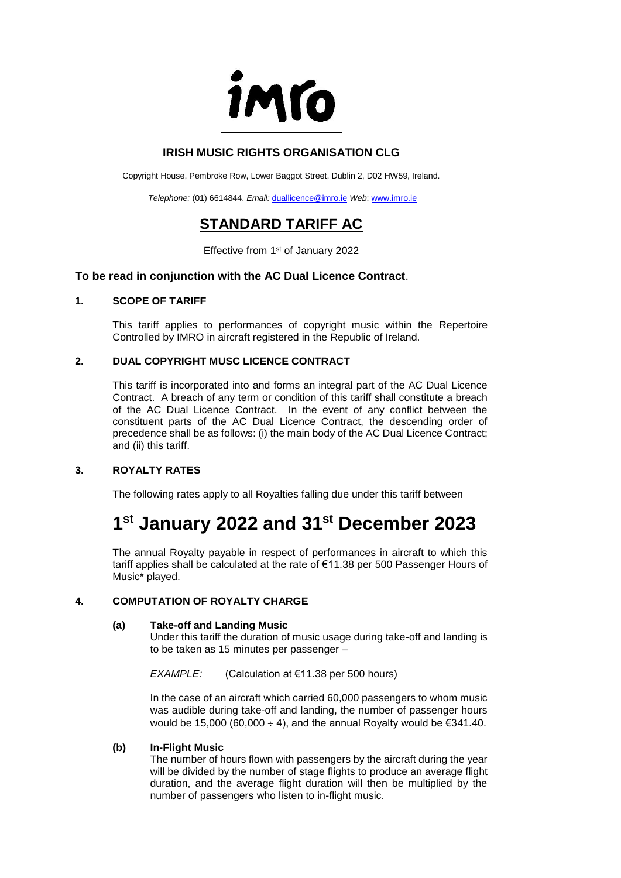imro

## IRISH MUSIC RIGHTS ORGANISATION CLG

Copyright House, Pembroke Row, Lower Baggot Street, Dublin 2, D02 HW59, Ireland.

*Telephone:* (01) 6614844. *Email:* duallicence@imro.ie *Web*: www.imro.ie

# STANDARD TARIFF AC

Effective from 1st of January 2022

### To be read in conjunction with the AC Dual Licence Contract.

### 1. SCOPE OF TARIFF

This tariff applies to performances of copyright music within the Repertoire Controlled by IMRO in aircraft registered in the Republic of Ireland.

### 2. DUAL COPYRIGHT MUSC LICENCE CONTRACT

This tariff is incorporated into and forms an integral part of the AC Dual Licence Contract. A breach of any term or condition of this tariff shall constitute a breach of the AC Dual Licence Contract. In the event of any conflict between the constituent parts of the AC Dual Licence Contract, the descending order of precedence shall be as follows: (i) the main body of the AC Dual Licence Contract; and (ii) this tariff.

### 3. ROYALTY RATES

The following rates apply to all Royalties falling due under this tariff between

# 1st January 2022 and 31st December 2023

The annual Royalty payable in respect of performances in aircraft to which this tariff applies shall be calculated at the rate of €11.38 per 500 Passenger Hours of Music* played.

### 4. COMPUTATION OF ROYALTY CHARGE

#### (a) Take-off and Landing Music

Under this tariff the duration of music usage during take-off and landing is to be taken as 15 minutes per passenger –

*EXAMPLE:* (Calculation at €11.38 per 500 hours)

In the case of an aircraft which carried 60,000 passengers to whom music was audible during take-off and landing, the number of passenger hours would be 15,000 (60,000 ÷ 4), and the annual Royalty would be €341.40.

#### (b) In-Flight Music

The number of hours flown with passengers by the aircraft during the year will be divided by the number of stage flights to produce an average flight duration, and the average flight duration will then be multiplied by the number of passengers who listen to in-flight music.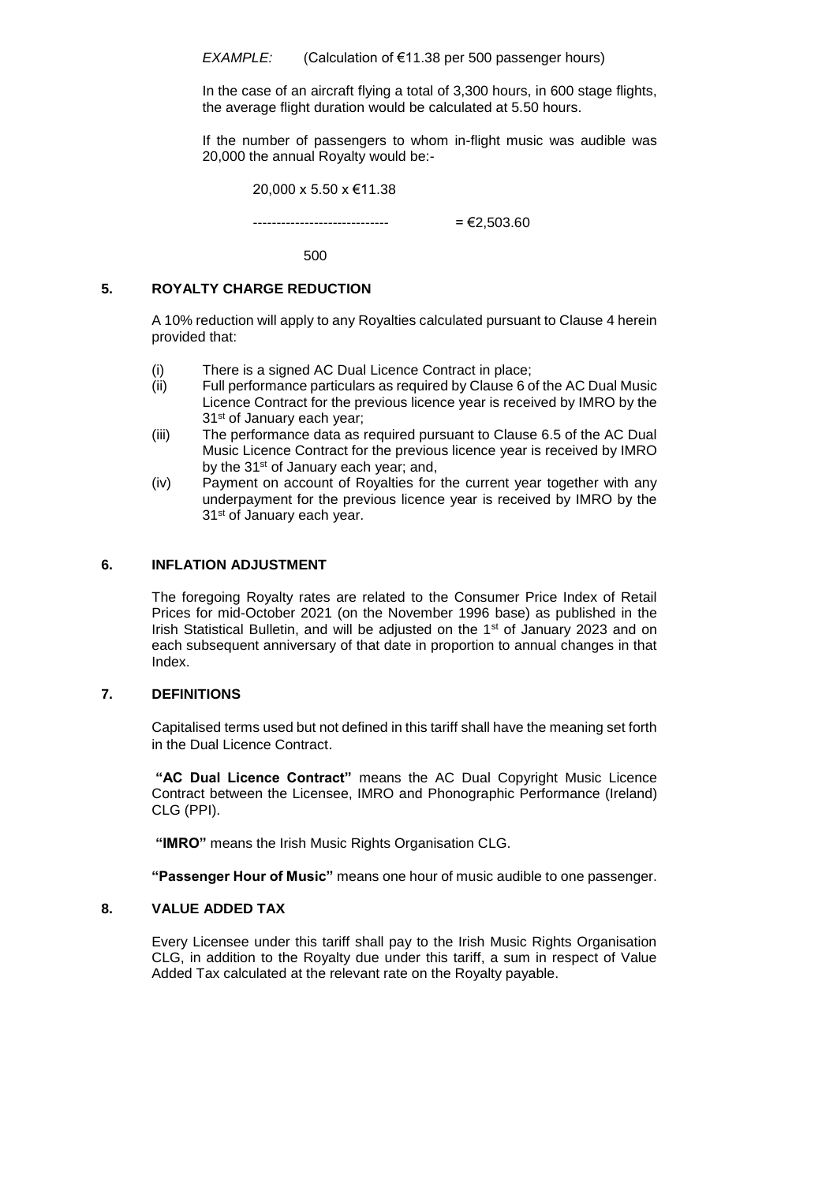*EXAMPLE:* (Calculation of €11.38 per 500 passenger hours)

In the case of an aircraft flying a total of 3,300 hours, in 600 stage flights, the average flight duration would be calculated at 5.50 hours.

If the number of passengers to whom in-flight music was audible was 20,000 the annual Royalty would be:-

$$\frac{20{,}000 \times 5.50 \times €11.38}{500} = €2{,}503.60$$

## 5. ROYALTY CHARGE REDUCTION

A 10% reduction will apply to any Royalties calculated pursuant to Clause 4 herein provided that:

- (i) There is a signed AC Dual Licence Contract in place;
- (ii) Full performance particulars as required by Clause 6 of the AC Dual Music Licence Contract for the previous licence year is received by IMRO by the 31st of January each year;
- (iii) The performance data as required pursuant to Clause 6.5 of the AC Dual Music Licence Contract for the previous licence year is received by IMRO by the 31st of January each year; and,
- (iv) Payment on account of Royalties for the current year together with any underpayment for the previous licence year is received by IMRO by the 31st of January each year.

## 6. INFLATION ADJUSTMENT

The foregoing Royalty rates are related to the Consumer Price Index of Retail Prices for mid-October 2021 (on the November 1996 base) as published in the Irish Statistical Bulletin, and will be adjusted on the 1st of January 2023 and on each subsequent anniversary of that date in proportion to annual changes in that Index.

## 7. DEFINITIONS

Capitalised terms used but not defined in this tariff shall have the meaning set forth in the Dual Licence Contract.

**"AC Dual Licence Contract"** means the AC Dual Copyright Music Licence Contract between the Licensee, IMRO and Phonographic Performance (Ireland) CLG (PPI).

**"IMRO"** means the Irish Music Rights Organisation CLG.

**"Passenger Hour of Music"** means one hour of music audible to one passenger.

## 8. VALUE ADDED TAX

Every Licensee under this tariff shall pay to the Irish Music Rights Organisation CLG, in addition to the Royalty due under this tariff, a sum in respect of Value Added Tax calculated at the relevant rate on the Royalty payable.